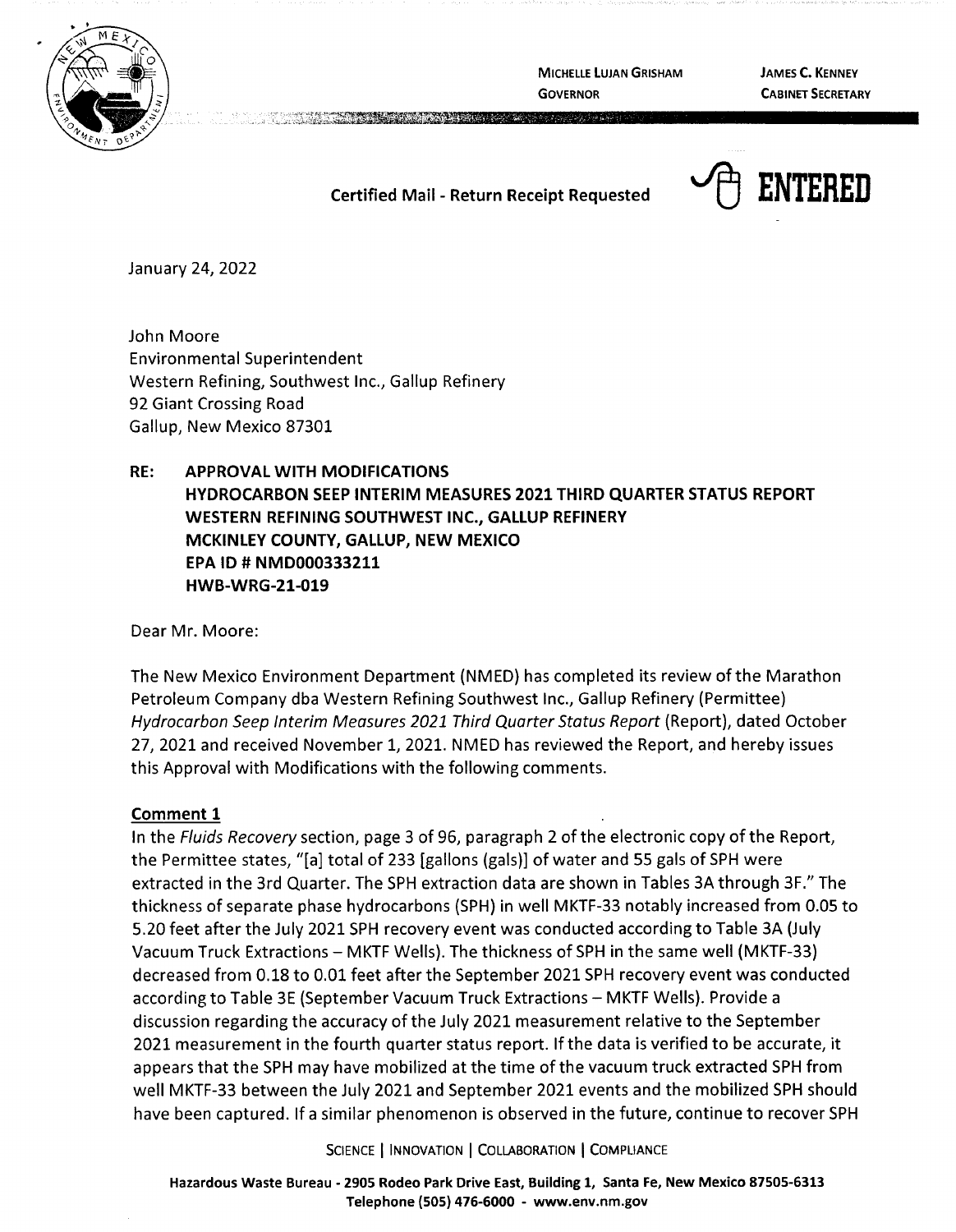MICHELLE LUJAN GRISHAM
GOVERNOR

JAMES C. KENNEY
CABINET SECRETARY

**Certified Mail - Return Receipt Requested**

**ENTERED**

January 24, 2022

John Moore
Environmental Superintendent
Western Refining, Southwest Inc., Gallup Refinery
92 Giant Crossing Road
Gallup, New Mexico 87301

**RE: APPROVAL WITH MODIFICATIONS
HYDROCARBON SEEP INTERIM MEASURES 2021 THIRD QUARTER STATUS REPORT
WESTERN REFINING SOUTHWEST INC., GALLUP REFINERY
MCKINLEY COUNTY, GALLUP, NEW MEXICO
EPA ID # NMD000333211
HWB-WRG-21-019**

Dear Mr. Moore:

The New Mexico Environment Department (NMED) has completed its review of the Marathon Petroleum Company dba Western Refining Southwest Inc., Gallup Refinery (Permittee) *Hydrocarbon Seep Interim Measures 2021 Third Quarter Status Report* (Report), dated October 27, 2021 and received November 1, 2021. NMED has reviewed the Report, and hereby issues this Approval with Modifications with the following comments.

**Comment 1**

In the *Fluids Recovery* section, page 3 of 96, paragraph 2 of the electronic copy of the Report, the Permittee states, "[a] total of 233 [gallons (gals)] of water and 55 gals of SPH were extracted in the 3rd Quarter. The SPH extraction data are shown in Tables 3A through 3F." The thickness of separate phase hydrocarbons (SPH) in well MKTF-33 notably increased from 0.05 to 5.20 feet after the July 2021 SPH recovery event was conducted according to Table 3A (July Vacuum Truck Extractions – MKTF Wells). The thickness of SPH in the same well (MKTF-33) decreased from 0.18 to 0.01 feet after the September 2021 SPH recovery event was conducted according to Table 3E (September Vacuum Truck Extractions – MKTF Wells). Provide a discussion regarding the accuracy of the July 2021 measurement relative to the September 2021 measurement in the fourth quarter status report. If the data is verified to be accurate, it appears that the SPH may have mobilized at the time of the vacuum truck extracted SPH from well MKTF-33 between the July 2021 and September 2021 events and the mobilized SPH should have been captured. If a similar phenomenon is observed in the future, continue to recover SPH

SCIENCE | INNOVATION | COLLABORATION | COMPLIANCE

Hazardous Waste Bureau - 2905 Rodeo Park Drive East, Building 1, Santa Fe, New Mexico 87505-6313
Telephone (505) 476-6000 - www.env.nm.gov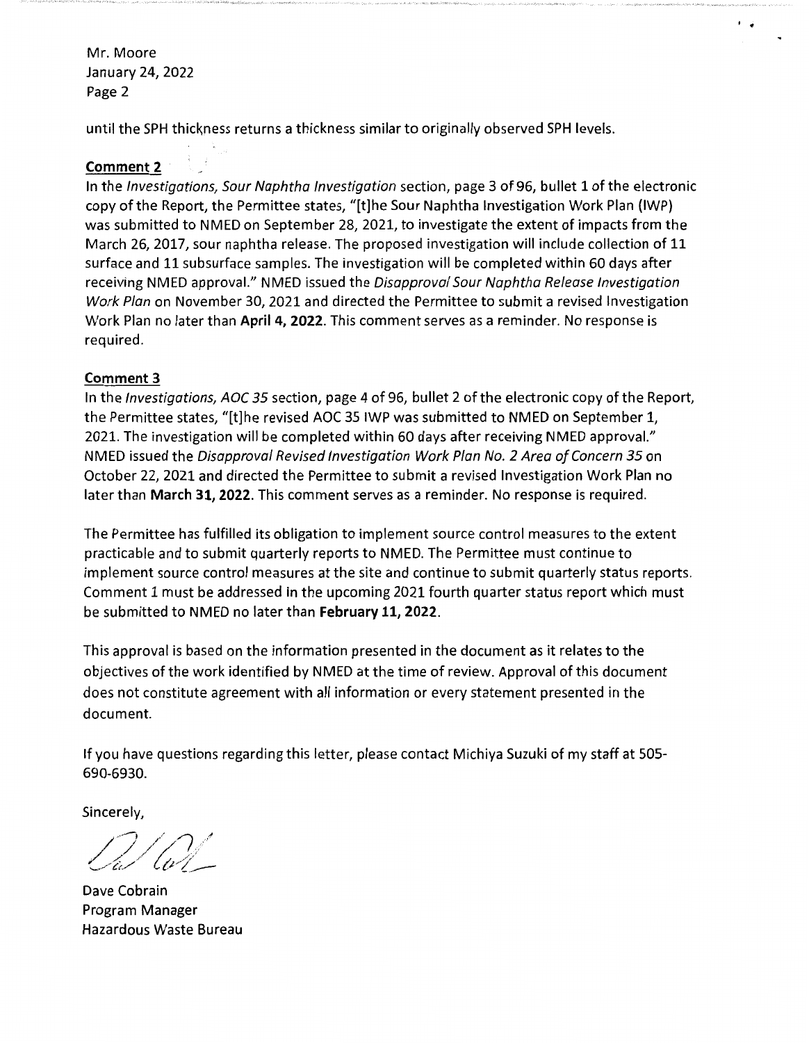until the SPH thickness returns a thickness similar to originally observed SPH levels.

**Comment 2**

In the *Investigations, Sour Naphtha Investigation* section, page 3 of 96, bullet 1 of the electronic copy of the Report, the Permittee states, "[t]he Sour Naphtha Investigation Work Plan (IWP) was submitted to NMED on September 28, 2021, to investigate the extent of impacts from the March 26, 2017, sour naphtha release. The proposed investigation will include collection of 11 surface and 11 subsurface samples. The investigation will be completed within 60 days after receiving NMED approval." NMED issued the *Disapproval Sour Naphtha Release Investigation Work Plan* on November 30, 2021 and directed the Permittee to submit a revised Investigation Work Plan no later than **April 4, 2022**. This comment serves as a reminder. No response is required.

**Comment 3**

In the *Investigations, AOC 35* section, page 4 of 96, bullet 2 of the electronic copy of the Report, the Permittee states, "[t]he revised AOC 35 IWP was submitted to NMED on September 1, 2021. The investigation will be completed within 60 days after receiving NMED approval." NMED issued the *Disapproval Revised Investigation Work Plan No. 2 Area of Concern 35* on October 22, 2021 and directed the Permittee to submit a revised Investigation Work Plan no later than **March 31, 2022**. This comment serves as a reminder. No response is required.

The Permittee has fulfilled its obligation to implement source control measures to the extent practicable and to submit quarterly reports to NMED. The Permittee must continue to implement source control measures at the site and continue to submit quarterly status reports. Comment 1 must be addressed in the upcoming 2021 fourth quarter status report which must be submitted to NMED no later than **February 11, 2022**.

This approval is based on the information presented in the document as it relates to the objectives of the work identified by NMED at the time of review. Approval of this document does not constitute agreement with all information or every statement presented in the document.

If you have questions regarding this letter, please contact Michiya Suzuki of my staff at 505-690-6930.

Sincerely,

Dave Cobrain
Program Manager
Hazardous Waste Bureau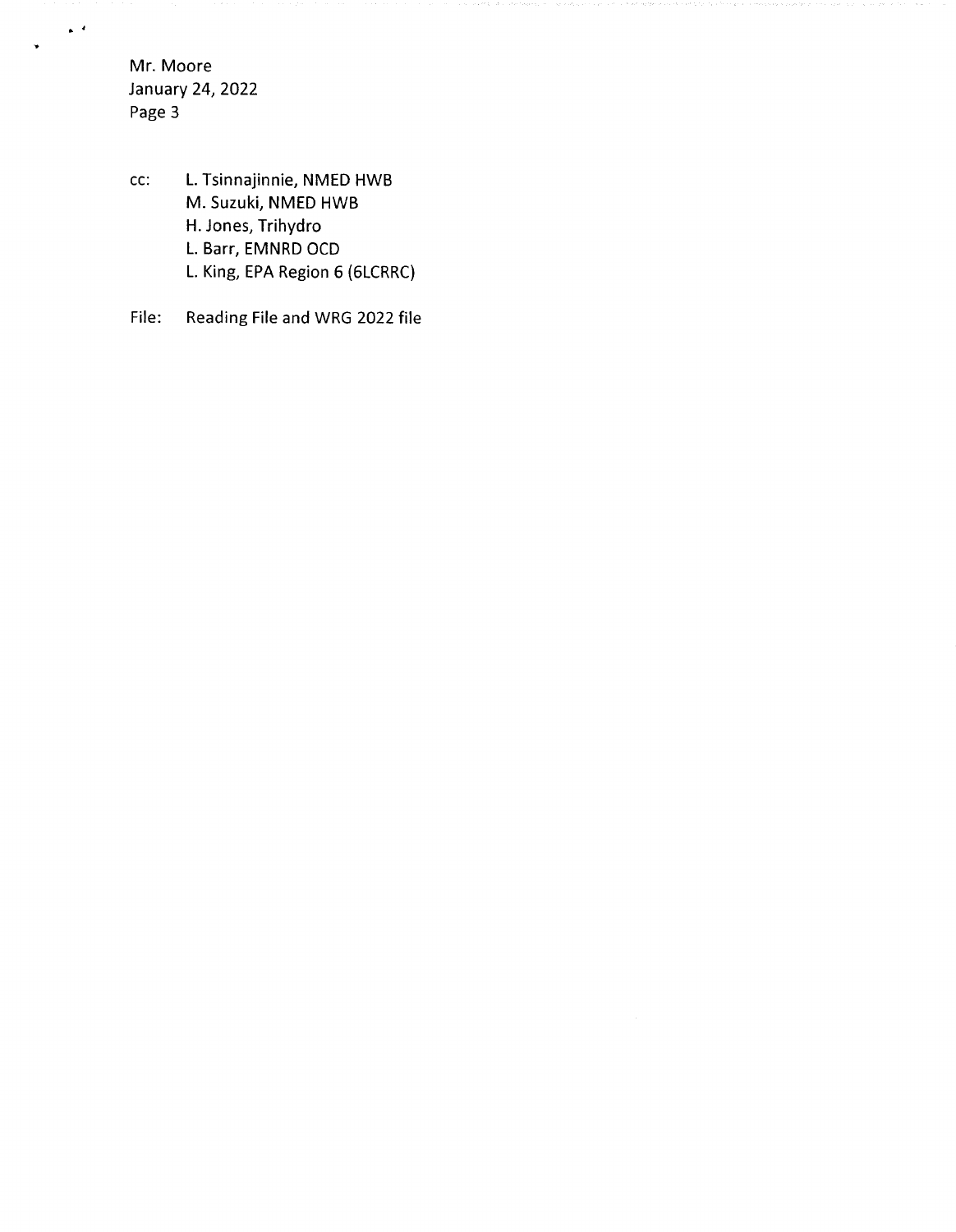cc: L. Tsinnajinnie, NMED HWB
M. Suzuki, NMED HWB
H. Jones, Trihydro
L. Barr, EMNRD OCD
L. King, EPA Region 6 (6LCRRC)

File: Reading File and WRG 2022 file